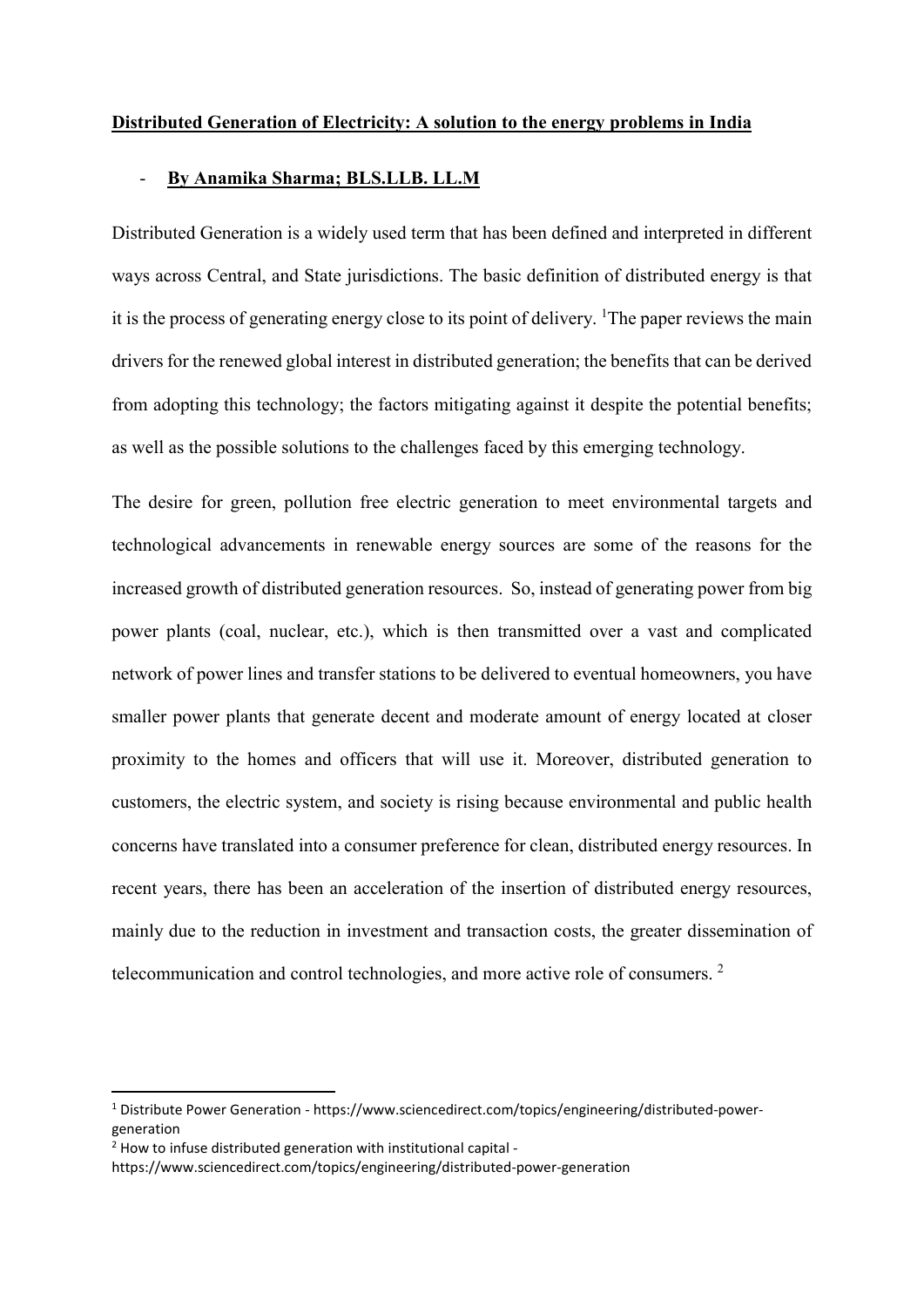**Distributed Generation of Electricity: A solution to the energy problems in India**

- **By Anamika Sharma; BLS.LLB. LL.M**

Distributed Generation is a widely used term that has been defined and interpreted in different ways across Central, and State jurisdictions. The basic definition of distributed energy is that it is the process of generating energy close to its point of delivery. [1]The paper reviews the main drivers for the renewed global interest in distributed generation; the benefits that can be derived from adopting this technology; the factors mitigating against it despite the potential benefits; as well as the possible solutions to the challenges faced by this emerging technology.

The desire for green, pollution free electric generation to meet environmental targets and technological advancements in renewable energy sources are some of the reasons for the increased growth of distributed generation resources. So, instead of generating power from big power plants (coal, nuclear, etc.), which is then transmitted over a vast and complicated network of power lines and transfer stations to be delivered to eventual homeowners, you have smaller power plants that generate decent and moderate amount of energy located at closer proximity to the homes and officers that will use it. Moreover, distributed generation to customers, the electric system, and society is rising because environmental and public health concerns have translated into a consumer preference for clean, distributed energy resources. In recent years, there has been an acceleration of the insertion of distributed energy resources, mainly due to the reduction in investment and transaction costs, the greater dissemination of telecommunication and control technologies, and more active role of consumers. [2]

---

[1] Distribute Power Generation - https://www.sciencedirect.com/topics/engineering/distributed-power-generation

[2] How to infuse distributed generation with institutional capital - https://www.sciencedirect.com/topics/engineering/distributed-power-generation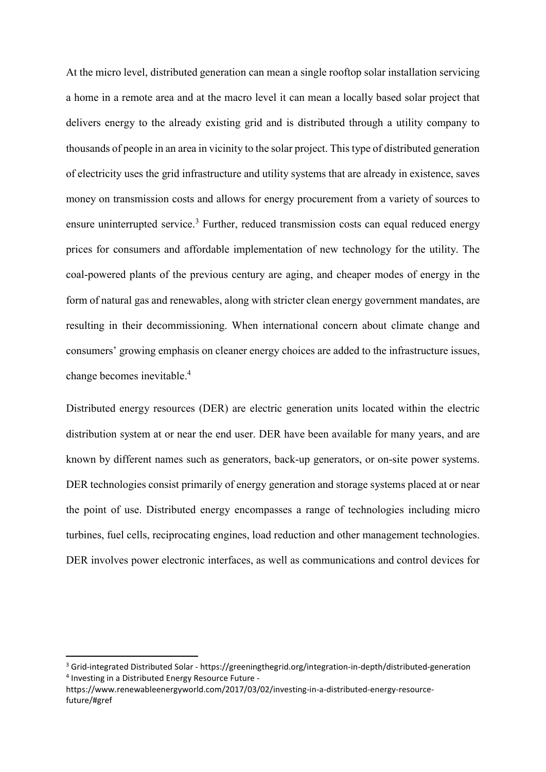At the micro level, distributed generation can mean a single rooftop solar installation servicing a home in a remote area and at the macro level it can mean a locally based solar project that delivers energy to the already existing grid and is distributed through a utility company to thousands of people in an area in vicinity to the solar project. This type of distributed generation of electricity uses the grid infrastructure and utility systems that are already in existence, saves money on transmission costs and allows for energy procurement from a variety of sources to ensure uninterrupted service.[3] Further, reduced transmission costs can equal reduced energy prices for consumers and affordable implementation of new technology for the utility. The coal-powered plants of the previous century are aging, and cheaper modes of energy in the form of natural gas and renewables, along with stricter clean energy government mandates, are resulting in their decommissioning. When international concern about climate change and consumers' growing emphasis on cleaner energy choices are added to the infrastructure issues, change becomes inevitable.[4]

Distributed energy resources (DER) are electric generation units located within the electric distribution system at or near the end user. DER have been available for many years, and are known by different names such as generators, back-up generators, or on-site power systems. DER technologies consist primarily of energy generation and storage systems placed at or near the point of use. Distributed energy encompasses a range of technologies including micro turbines, fuel cells, reciprocating engines, load reduction and other management technologies. DER involves power electronic interfaces, as well as communications and control devices for

---

[3] Grid-integrated Distributed Solar - https://greeningthegrid.org/integration-in-depth/distributed-generation

[4] Investing in a Distributed Energy Resource Future - https://www.renewableenergyworld.com/2017/03/02/investing-in-a-distributed-energy-resource-future/#gref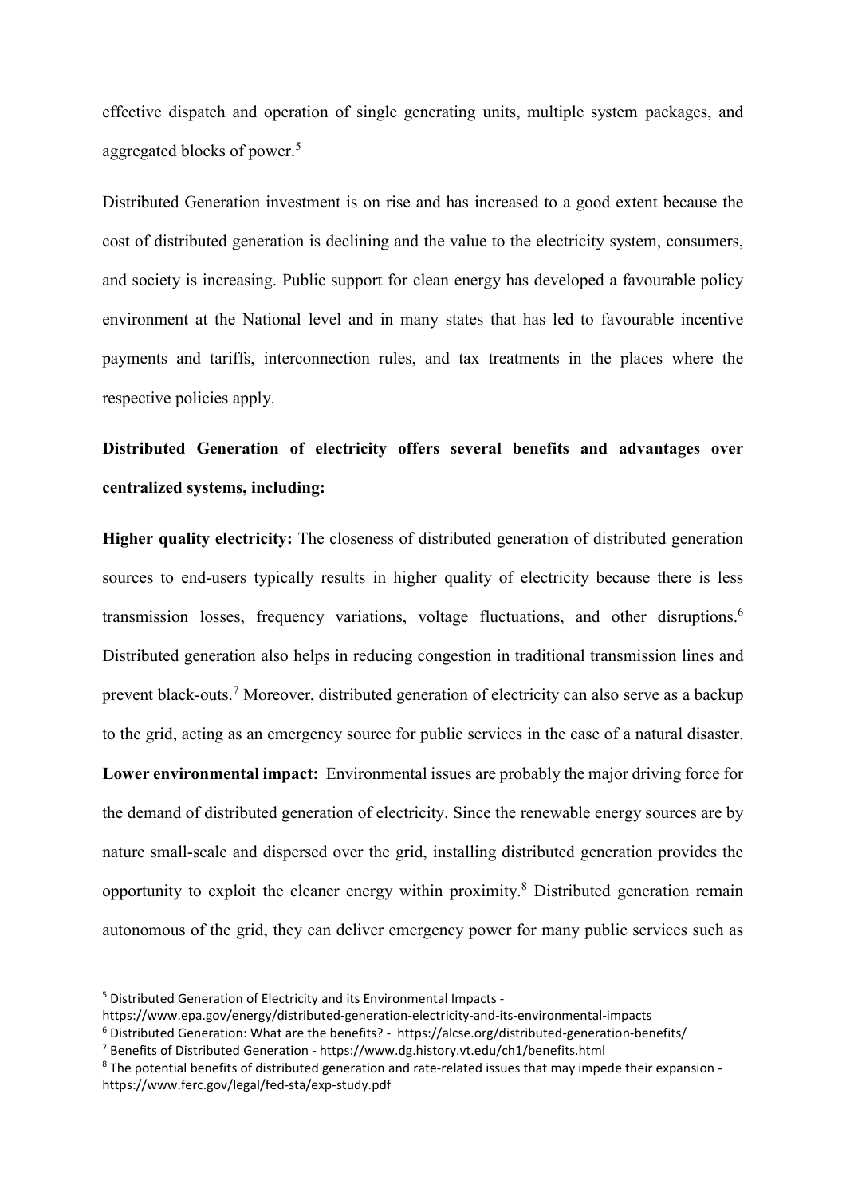effective dispatch and operation of single generating units, multiple system packages, and aggregated blocks of power.[5]

Distributed Generation investment is on rise and has increased to a good extent because the cost of distributed generation is declining and the value to the electricity system, consumers, and society is increasing. Public support for clean energy has developed a favourable policy environment at the National level and in many states that has led to favourable incentive payments and tariffs, interconnection rules, and tax treatments in the places where the respective policies apply.

**Distributed Generation of electricity offers several benefits and advantages over centralized systems, including:**

**Higher quality electricity:** The closeness of distributed generation of distributed generation sources to end-users typically results in higher quality of electricity because there is less transmission losses, frequency variations, voltage fluctuations, and other disruptions.[6] Distributed generation also helps in reducing congestion in traditional transmission lines and prevent black-outs.[7] Moreover, distributed generation of electricity can also serve as a backup to the grid, acting as an emergency source for public services in the case of a natural disaster.

**Lower environmental impact:** Environmental issues are probably the major driving force for the demand of distributed generation of electricity. Since the renewable energy sources are by nature small-scale and dispersed over the grid, installing distributed generation provides the opportunity to exploit the cleaner energy within proximity.[8] Distributed generation remain autonomous of the grid, they can deliver emergency power for many public services such as

---

[5] Distributed Generation of Electricity and its Environmental Impacts - https://www.epa.gov/energy/distributed-generation-electricity-and-its-environmental-impacts

[6] Distributed Generation: What are the benefits? - https://alcse.org/distributed-generation-benefits/

[7] Benefits of Distributed Generation - https://www.dg.history.vt.edu/ch1/benefits.html

[8] The potential benefits of distributed generation and rate-related issues that may impede their expansion - https://www.ferc.gov/legal/fed-sta/exp-study.pdf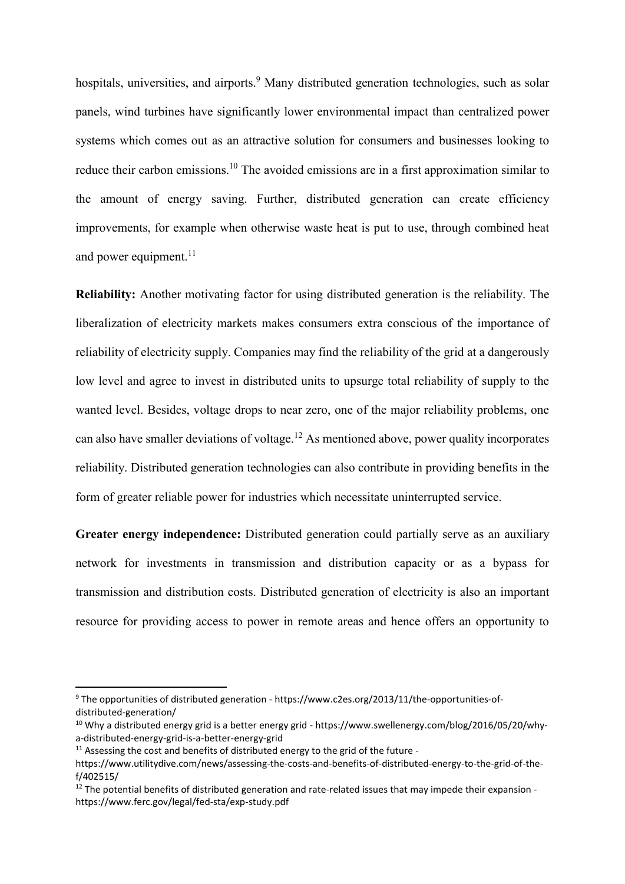hospitals, universities, and airports.[9] Many distributed generation technologies, such as solar panels, wind turbines have significantly lower environmental impact than centralized power systems which comes out as an attractive solution for consumers and businesses looking to reduce their carbon emissions.[10] The avoided emissions are in a first approximation similar to the amount of energy saving. Further, distributed generation can create efficiency improvements, for example when otherwise waste heat is put to use, through combined heat and power equipment.[11]

**Reliability:** Another motivating factor for using distributed generation is the reliability. The liberalization of electricity markets makes consumers extra conscious of the importance of reliability of electricity supply. Companies may find the reliability of the grid at a dangerously low level and agree to invest in distributed units to upsurge total reliability of supply to the wanted level. Besides, voltage drops to near zero, one of the major reliability problems, one can also have smaller deviations of voltage.[12] As mentioned above, power quality incorporates reliability. Distributed generation technologies can also contribute in providing benefits in the form of greater reliable power for industries which necessitate uninterrupted service.

**Greater energy independence:** Distributed generation could partially serve as an auxiliary network for investments in transmission and distribution capacity or as a bypass for transmission and distribution costs. Distributed generation of electricity is also an important resource for providing access to power in remote areas and hence offers an opportunity to

---

[9] The opportunities of distributed generation - https://www.c2es.org/2013/11/the-opportunities-of-distributed-generation/

[10] Why a distributed energy grid is a better energy grid - https://www.swellenergy.com/blog/2016/05/20/why-a-distributed-energy-grid-is-a-better-energy-grid

[11] Assessing the cost and benefits of distributed energy to the grid of the future - https://www.utilitydive.com/news/assessing-the-costs-and-benefits-of-distributed-energy-to-the-grid-of-the-f/402515/

[12] The potential benefits of distributed generation and rate-related issues that may impede their expansion - https://www.ferc.gov/legal/fed-sta/exp-study.pdf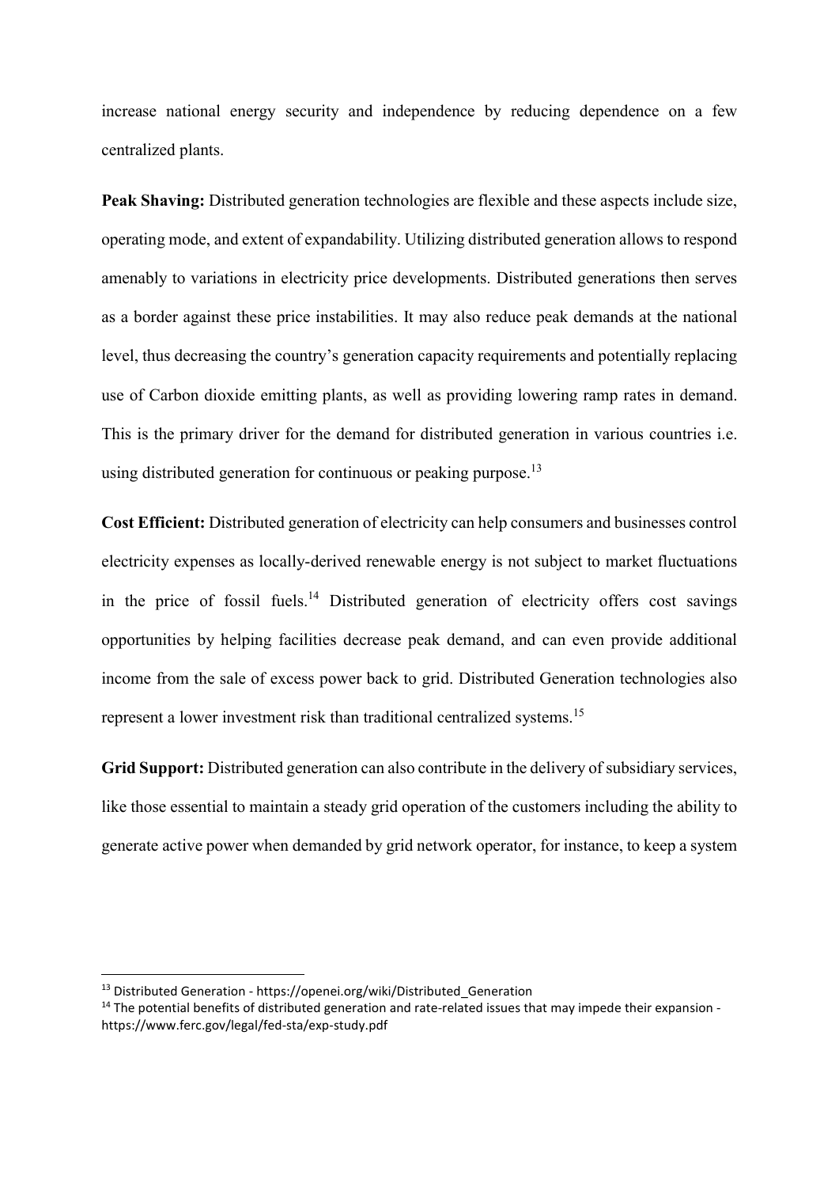increase national energy security and independence by reducing dependence on a few centralized plants.

**Peak Shaving:** Distributed generation technologies are flexible and these aspects include size, operating mode, and extent of expandability. Utilizing distributed generation allows to respond amenably to variations in electricity price developments. Distributed generations then serves as a border against these price instabilities. It may also reduce peak demands at the national level, thus decreasing the country's generation capacity requirements and potentially replacing use of Carbon dioxide emitting plants, as well as providing lowering ramp rates in demand. This is the primary driver for the demand for distributed generation in various countries i.e. using distributed generation for continuous or peaking purpose.[13]

**Cost Efficient:** Distributed generation of electricity can help consumers and businesses control electricity expenses as locally-derived renewable energy is not subject to market fluctuations in the price of fossil fuels.[14] Distributed generation of electricity offers cost savings opportunities by helping facilities decrease peak demand, and can even provide additional income from the sale of excess power back to grid. Distributed Generation technologies also represent a lower investment risk than traditional centralized systems.[15]

**Grid Support:** Distributed generation can also contribute in the delivery of subsidiary services, like those essential to maintain a steady grid operation of the customers including the ability to generate active power when demanded by grid network operator, for instance, to keep a system

---

[13] Distributed Generation - https://openei.org/wiki/Distributed_Generation

[14] The potential benefits of distributed generation and rate-related issues that may impede their expansion - https://www.ferc.gov/legal/fed-sta/exp-study.pdf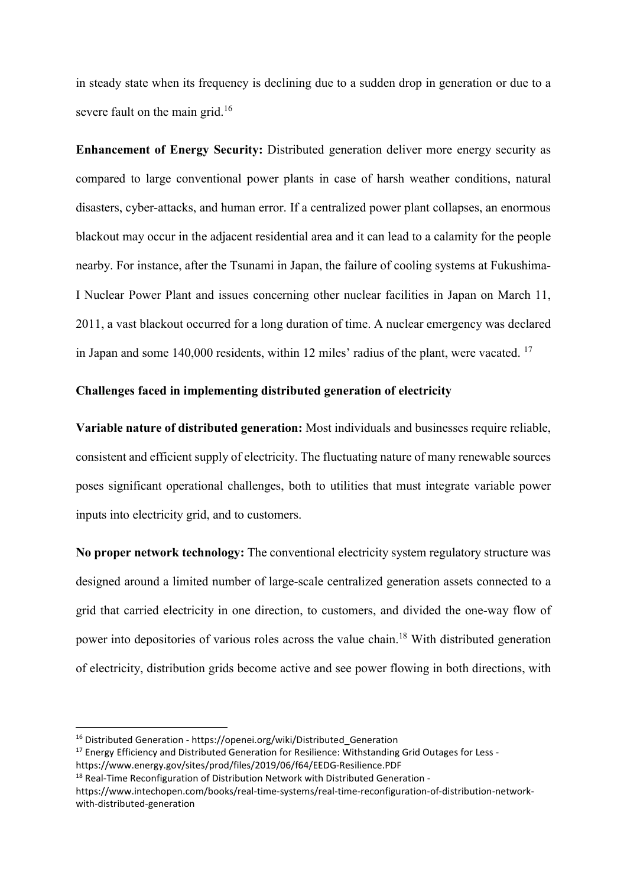in steady state when its frequency is declining due to a sudden drop in generation or due to a severe fault on the main grid.[16]

**Enhancement of Energy Security:** Distributed generation deliver more energy security as compared to large conventional power plants in case of harsh weather conditions, natural disasters, cyber-attacks, and human error. If a centralized power plant collapses, an enormous blackout may occur in the adjacent residential area and it can lead to a calamity for the people nearby. For instance, after the Tsunami in Japan, the failure of cooling systems at Fukushima-I Nuclear Power Plant and issues concerning other nuclear facilities in Japan on March 11, 2011, a vast blackout occurred for a long duration of time. A nuclear emergency was declared in Japan and some 140,000 residents, within 12 miles' radius of the plant, were vacated. [17]

**Challenges faced in implementing distributed generation of electricity**

**Variable nature of distributed generation:** Most individuals and businesses require reliable, consistent and efficient supply of electricity. The fluctuating nature of many renewable sources poses significant operational challenges, both to utilities that must integrate variable power inputs into electricity grid, and to customers.

**No proper network technology:** The conventional electricity system regulatory structure was designed around a limited number of large-scale centralized generation assets connected to a grid that carried electricity in one direction, to customers, and divided the one-way flow of power into depositories of various roles across the value chain.[18] With distributed generation of electricity, distribution grids become active and see power flowing in both directions, with

---

[16] Distributed Generation - https://openei.org/wiki/Distributed_Generation

[17] Energy Efficiency and Distributed Generation for Resilience: Withstanding Grid Outages for Less - https://www.energy.gov/sites/prod/files/2019/06/f64/EEDG-Resilience.PDF

[18] Real-Time Reconfiguration of Distribution Network with Distributed Generation - https://www.intechopen.com/books/real-time-systems/real-time-reconfiguration-of-distribution-network-with-distributed-generation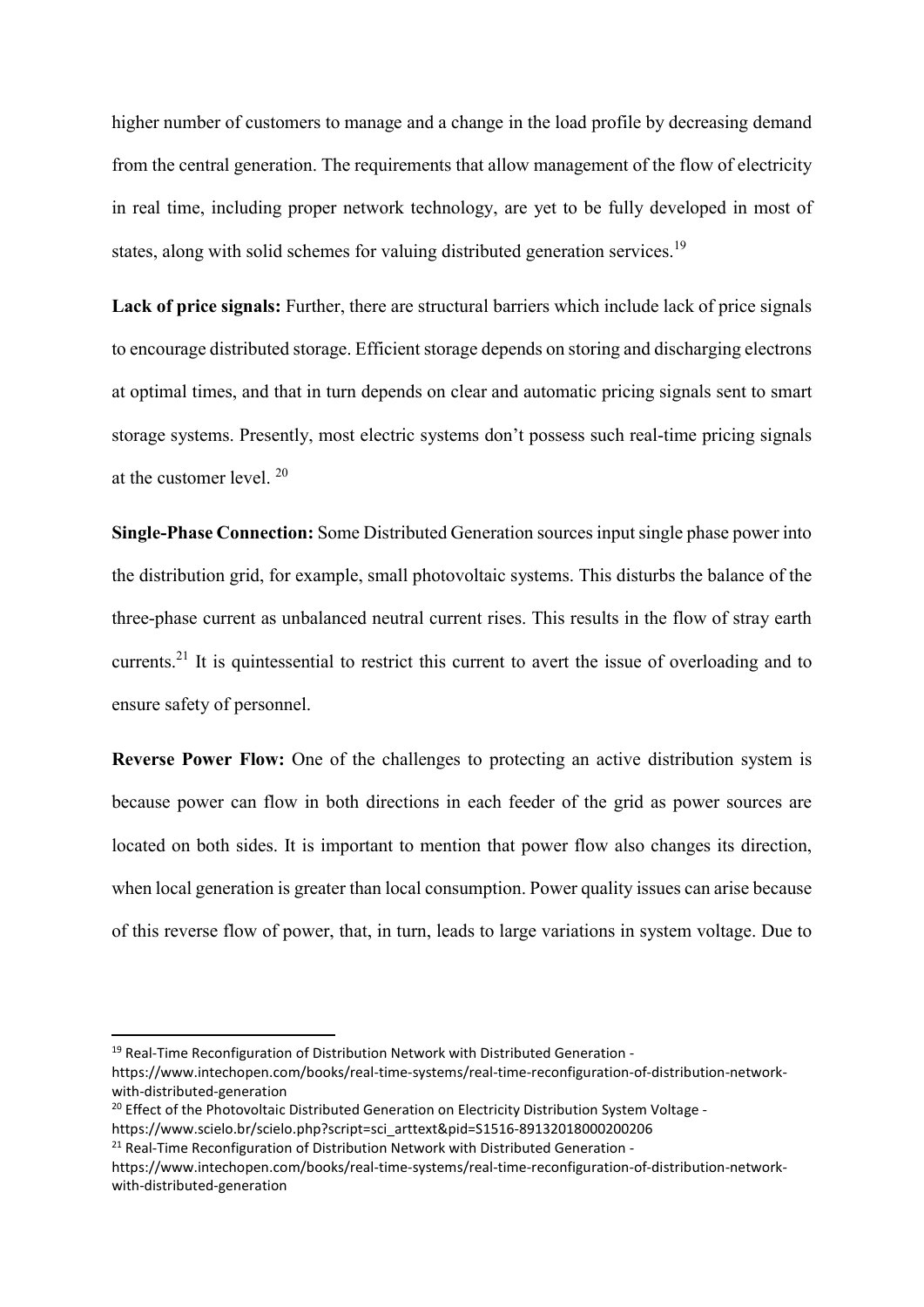higher number of customers to manage and a change in the load profile by decreasing demand from the central generation. The requirements that allow management of the flow of electricity in real time, including proper network technology, are yet to be fully developed in most of states, along with solid schemes for valuing distributed generation services.[19]

**Lack of price signals:** Further, there are structural barriers which include lack of price signals to encourage distributed storage. Efficient storage depends on storing and discharging electrons at optimal times, and that in turn depends on clear and automatic pricing signals sent to smart storage systems. Presently, most electric systems don't possess such real-time pricing signals at the customer level. [20]

**Single-Phase Connection:** Some Distributed Generation sources input single phase power into the distribution grid, for example, small photovoltaic systems. This disturbs the balance of the three-phase current as unbalanced neutral current rises. This results in the flow of stray earth currents.[21] It is quintessential to restrict this current to avert the issue of overloading and to ensure safety of personnel.

**Reverse Power Flow:** One of the challenges to protecting an active distribution system is because power can flow in both directions in each feeder of the grid as power sources are located on both sides. It is important to mention that power flow also changes its direction, when local generation is greater than local consumption. Power quality issues can arise because of this reverse flow of power, that, in turn, leads to large variations in system voltage. Due to

---

[19] Real-Time Reconfiguration of Distribution Network with Distributed Generation - https://www.intechopen.com/books/real-time-systems/real-time-reconfiguration-of-distribution-network-with-distributed-generation

[20] Effect of the Photovoltaic Distributed Generation on Electricity Distribution System Voltage - https://www.scielo.br/scielo.php?script=sci_arttext&pid=S1516-89132018000200206

[21] Real-Time Reconfiguration of Distribution Network with Distributed Generation - https://www.intechopen.com/books/real-time-systems/real-time-reconfiguration-of-distribution-network-with-distributed-generation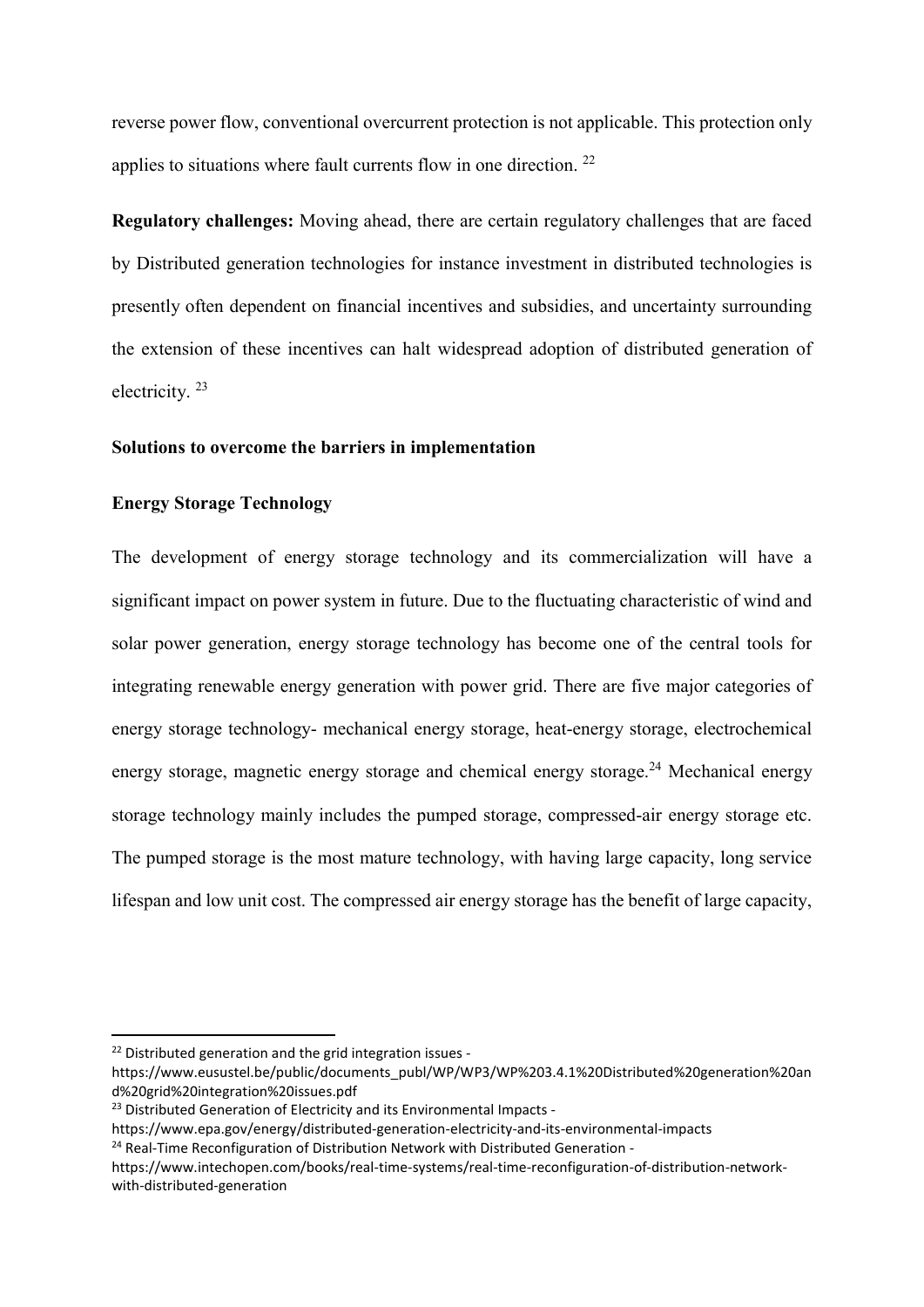reverse power flow, conventional overcurrent protection is not applicable. This protection only applies to situations where fault currents flow in one direction. [22]

**Regulatory challenges:** Moving ahead, there are certain regulatory challenges that are faced by Distributed generation technologies for instance investment in distributed technologies is presently often dependent on financial incentives and subsidies, and uncertainty surrounding the extension of these incentives can halt widespread adoption of distributed generation of electricity. [23]

**Solutions to overcome the barriers in implementation**

**Energy Storage Technology**

The development of energy storage technology and its commercialization will have a significant impact on power system in future. Due to the fluctuating characteristic of wind and solar power generation, energy storage technology has become one of the central tools for integrating renewable energy generation with power grid. There are five major categories of energy storage technology- mechanical energy storage, heat-energy storage, electrochemical energy storage, magnetic energy storage and chemical energy storage.[24] Mechanical energy storage technology mainly includes the pumped storage, compressed-air energy storage etc. The pumped storage is the most mature technology, with having large capacity, long service lifespan and low unit cost. The compressed air energy storage has the benefit of large capacity,

---

[22] Distributed generation and the grid integration issues - https://www.eusustel.be/public/documents_publ/WP/WP3/WP%203.4.1%20Distributed%20generation%20and%20grid%20integration%20issues.pdf

[23] Distributed Generation of Electricity and its Environmental Impacts - https://www.epa.gov/energy/distributed-generation-electricity-and-its-environmental-impacts

[24] Real-Time Reconfiguration of Distribution Network with Distributed Generation - https://www.intechopen.com/books/real-time-systems/real-time-reconfiguration-of-distribution-network-with-distributed-generation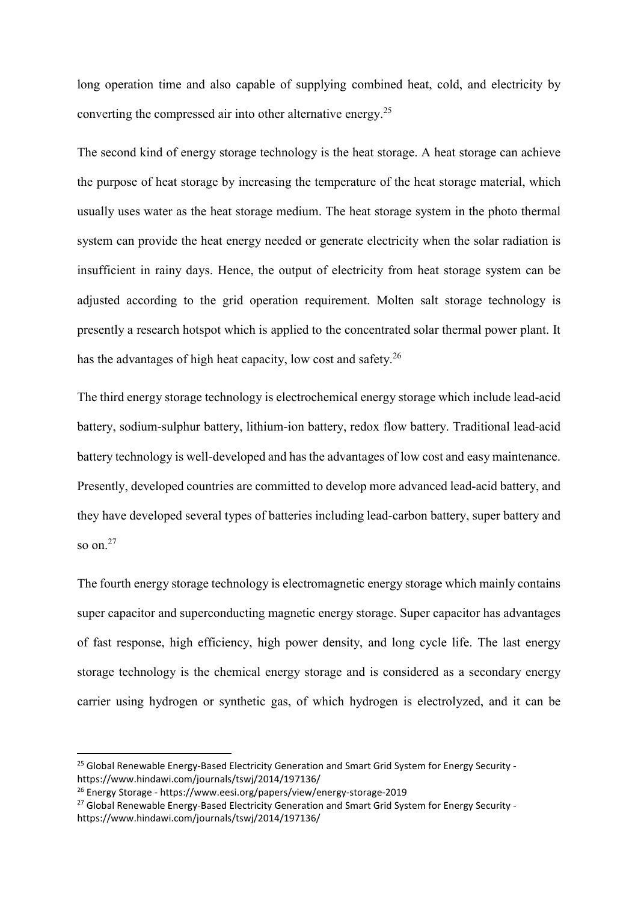long operation time and also capable of supplying combined heat, cold, and electricity by converting the compressed air into other alternative energy.[25]

The second kind of energy storage technology is the heat storage. A heat storage can achieve the purpose of heat storage by increasing the temperature of the heat storage material, which usually uses water as the heat storage medium. The heat storage system in the photo thermal system can provide the heat energy needed or generate electricity when the solar radiation is insufficient in rainy days. Hence, the output of electricity from heat storage system can be adjusted according to the grid operation requirement. Molten salt storage technology is presently a research hotspot which is applied to the concentrated solar thermal power plant. It has the advantages of high heat capacity, low cost and safety.[26]

The third energy storage technology is electrochemical energy storage which include lead-acid battery, sodium-sulphur battery, lithium-ion battery, redox flow battery. Traditional lead-acid battery technology is well-developed and has the advantages of low cost and easy maintenance. Presently, developed countries are committed to develop more advanced lead-acid battery, and they have developed several types of batteries including lead-carbon battery, super battery and so on.[27]

The fourth energy storage technology is electromagnetic energy storage which mainly contains super capacitor and superconducting magnetic energy storage. Super capacitor has advantages of fast response, high efficiency, high power density, and long cycle life. The last energy storage technology is the chemical energy storage and is considered as a secondary energy carrier using hydrogen or synthetic gas, of which hydrogen is electrolyzed, and it can be

---

[25] Global Renewable Energy-Based Electricity Generation and Smart Grid System for Energy Security - https://www.hindawi.com/journals/tswj/2014/197136/

[26] Energy Storage - https://www.eesi.org/papers/view/energy-storage-2019

[27] Global Renewable Energy-Based Electricity Generation and Smart Grid System for Energy Security - https://www.hindawi.com/journals/tswj/2014/197136/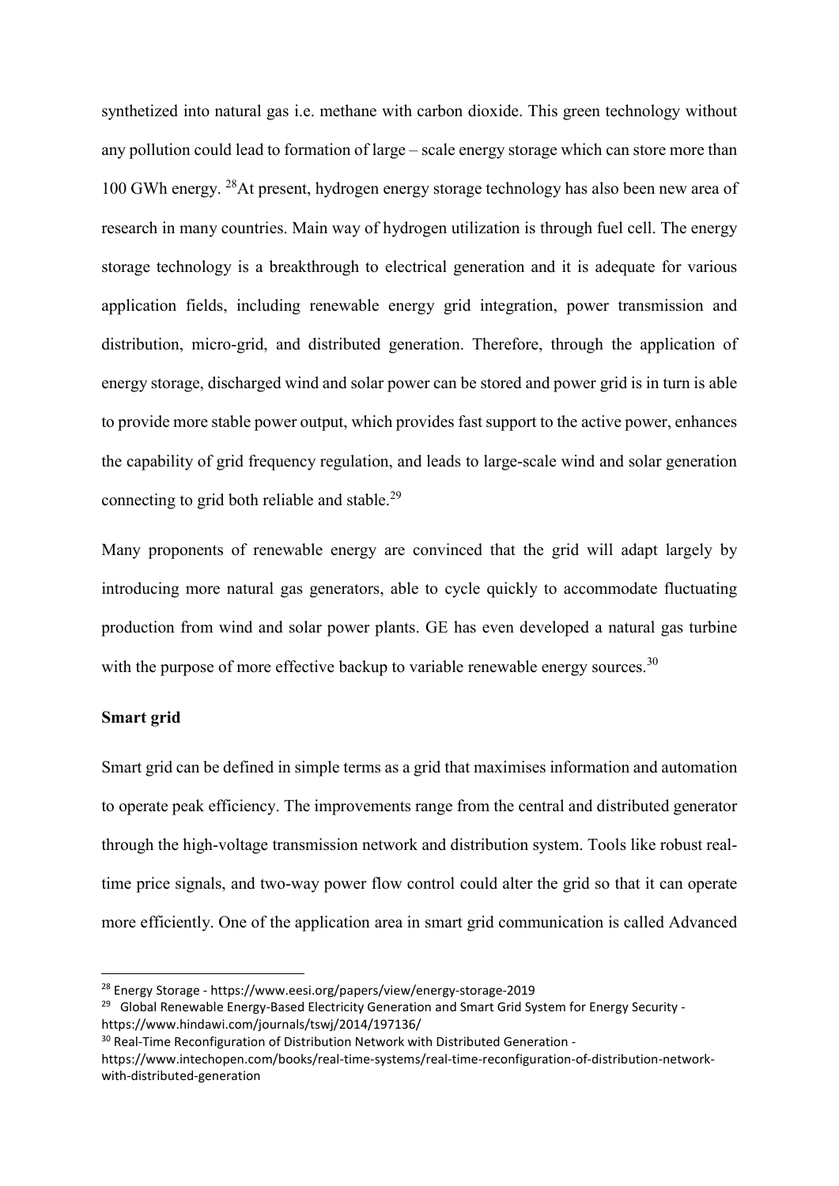synthetized into natural gas i.e. methane with carbon dioxide. This green technology without any pollution could lead to formation of large – scale energy storage which can store more than 100 GWh energy. [28]At present, hydrogen energy storage technology has also been new area of research in many countries. Main way of hydrogen utilization is through fuel cell. The energy storage technology is a breakthrough to electrical generation and it is adequate for various application fields, including renewable energy grid integration, power transmission and distribution, micro-grid, and distributed generation. Therefore, through the application of energy storage, discharged wind and solar power can be stored and power grid is in turn is able to provide more stable power output, which provides fast support to the active power, enhances the capability of grid frequency regulation, and leads to large-scale wind and solar generation connecting to grid both reliable and stable.[29]

Many proponents of renewable energy are convinced that the grid will adapt largely by introducing more natural gas generators, able to cycle quickly to accommodate fluctuating production from wind and solar power plants. GE has even developed a natural gas turbine with the purpose of more effective backup to variable renewable energy sources.[30]

**Smart grid**

Smart grid can be defined in simple terms as a grid that maximises information and automation to operate peak efficiency. The improvements range from the central and distributed generator through the high-voltage transmission network and distribution system. Tools like robust real-time price signals, and two-way power flow control could alter the grid so that it can operate more efficiently. One of the application area in smart grid communication is called Advanced

---

[28] Energy Storage - https://www.eesi.org/papers/view/energy-storage-2019

[29] Global Renewable Energy-Based Electricity Generation and Smart Grid System for Energy Security - https://www.hindawi.com/journals/tswj/2014/197136/

[30] Real-Time Reconfiguration of Distribution Network with Distributed Generation - https://www.intechopen.com/books/real-time-systems/real-time-reconfiguration-of-distribution-network-with-distributed-generation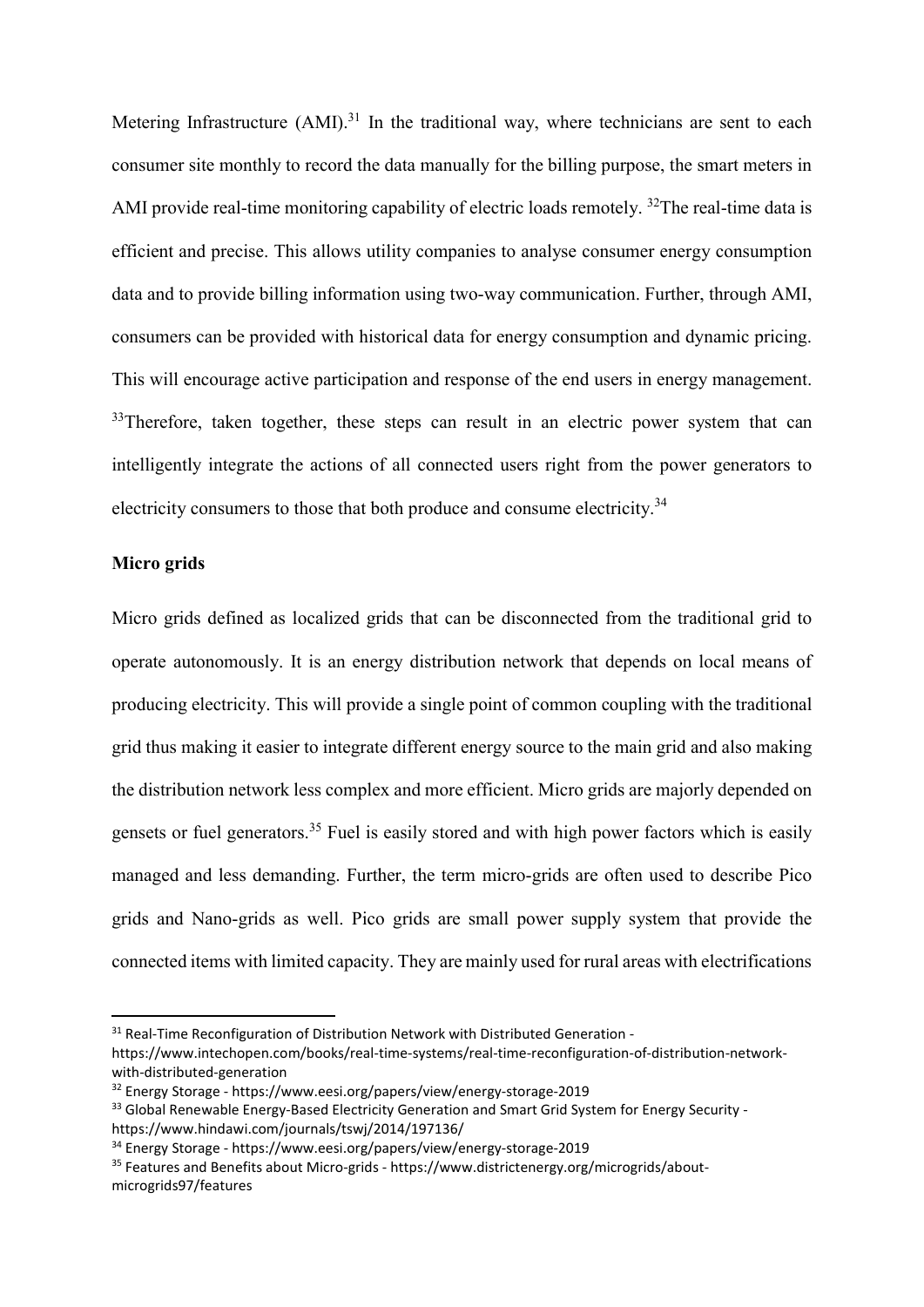Metering Infrastructure (AMI).[31] In the traditional way, where technicians are sent to each consumer site monthly to record the data manually for the billing purpose, the smart meters in AMI provide real-time monitoring capability of electric loads remotely. [32]The real-time data is efficient and precise. This allows utility companies to analyse consumer energy consumption data and to provide billing information using two-way communication. Further, through AMI, consumers can be provided with historical data for energy consumption and dynamic pricing. This will encourage active participation and response of the end users in energy management. [33]Therefore, taken together, these steps can result in an electric power system that can intelligently integrate the actions of all connected users right from the power generators to electricity consumers to those that both produce and consume electricity.[34]

**Micro grids**

Micro grids defined as localized grids that can be disconnected from the traditional grid to operate autonomously. It is an energy distribution network that depends on local means of producing electricity. This will provide a single point of common coupling with the traditional grid thus making it easier to integrate different energy source to the main grid and also making the distribution network less complex and more efficient. Micro grids are majorly depended on gensets or fuel generators.[35] Fuel is easily stored and with high power factors which is easily managed and less demanding. Further, the term micro-grids are often used to describe Pico grids and Nano-grids as well. Pico grids are small power supply system that provide the connected items with limited capacity. They are mainly used for rural areas with electrifications

---

[31] Real-Time Reconfiguration of Distribution Network with Distributed Generation - https://www.intechopen.com/books/real-time-systems/real-time-reconfiguration-of-distribution-network-with-distributed-generation

[32] Energy Storage - https://www.eesi.org/papers/view/energy-storage-2019

[33] Global Renewable Energy-Based Electricity Generation and Smart Grid System for Energy Security - https://www.hindawi.com/journals/tswj/2014/197136/

[34] Energy Storage - https://www.eesi.org/papers/view/energy-storage-2019

[35] Features and Benefits about Micro-grids - https://www.districtenergy.org/microgrids/about-microgrids97/features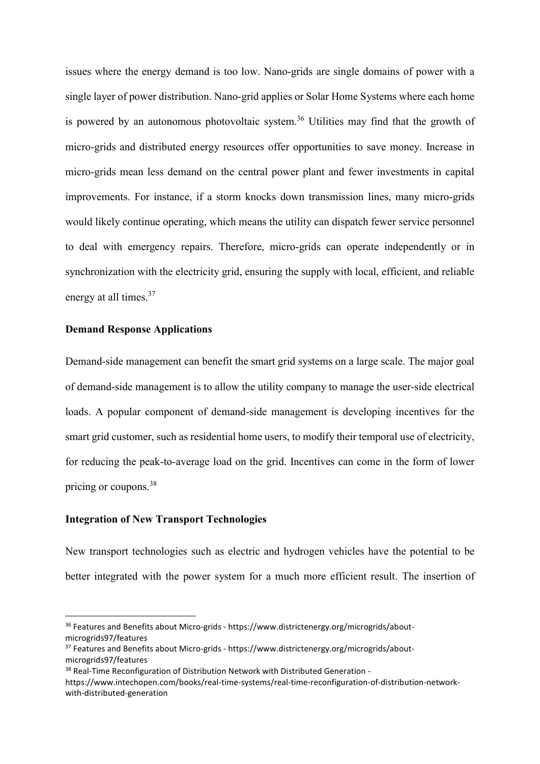issues where the energy demand is too low. Nano-grids are single domains of power with a single layer of power distribution. Nano-grid applies or Solar Home Systems where each home is powered by an autonomous photovoltaic system.[36] Utilities may find that the growth of micro-grids and distributed energy resources offer opportunities to save money. Increase in micro-grids mean less demand on the central power plant and fewer investments in capital improvements. For instance, if a storm knocks down transmission lines, many micro-grids would likely continue operating, which means the utility can dispatch fewer service personnel to deal with emergency repairs. Therefore, micro-grids can operate independently or in synchronization with the electricity grid, ensuring the supply with local, efficient, and reliable energy at all times.[37]

**Demand Response Applications**

Demand-side management can benefit the smart grid systems on a large scale. The major goal of demand-side management is to allow the utility company to manage the user-side electrical loads. A popular component of demand-side management is developing incentives for the smart grid customer, such as residential home users, to modify their temporal use of electricity, for reducing the peak-to-average load on the grid. Incentives can come in the form of lower pricing or coupons.[38]

**Integration of New Transport Technologies**

New transport technologies such as electric and hydrogen vehicles have the potential to be better integrated with the power system for a much more efficient result. The insertion of

---

[36] Features and Benefits about Micro-grids - https://www.districtenergy.org/microgrids/about-microgrids97/features

[37] Features and Benefits about Micro-grids - https://www.districtenergy.org/microgrids/about-microgrids97/features

[38] Real-Time Reconfiguration of Distribution Network with Distributed Generation - https://www.intechopen.com/books/real-time-systems/real-time-reconfiguration-of-distribution-network-with-distributed-generation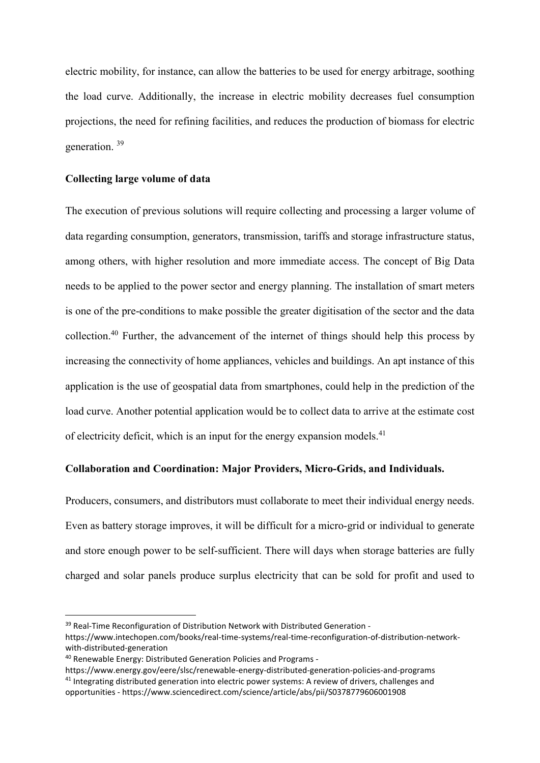electric mobility, for instance, can allow the batteries to be used for energy arbitrage, soothing the load curve. Additionally, the increase in electric mobility decreases fuel consumption projections, the need for refining facilities, and reduces the production of biomass for electric generation. [39]

**Collecting large volume of data**

The execution of previous solutions will require collecting and processing a larger volume of data regarding consumption, generators, transmission, tariffs and storage infrastructure status, among others, with higher resolution and more immediate access. The concept of Big Data needs to be applied to the power sector and energy planning. The installation of smart meters is one of the pre-conditions to make possible the greater digitisation of the sector and the data collection.[40] Further, the advancement of the internet of things should help this process by increasing the connectivity of home appliances, vehicles and buildings. An apt instance of this application is the use of geospatial data from smartphones, could help in the prediction of the load curve. Another potential application would be to collect data to arrive at the estimate cost of electricity deficit, which is an input for the energy expansion models.[41]

**Collaboration and Coordination: Major Providers, Micro-Grids, and Individuals.**

Producers, consumers, and distributors must collaborate to meet their individual energy needs. Even as battery storage improves, it will be difficult for a micro-grid or individual to generate and store enough power to be self-sufficient. There will days when storage batteries are fully charged and solar panels produce surplus electricity that can be sold for profit and used to

---

[39] Real-Time Reconfiguration of Distribution Network with Distributed Generation - https://www.intechopen.com/books/real-time-systems/real-time-reconfiguration-of-distribution-network-with-distributed-generation

[40] Renewable Energy: Distributed Generation Policies and Programs - https://www.energy.gov/eere/slsc/renewable-energy-distributed-generation-policies-and-programs

[41] Integrating distributed generation into electric power systems: A review of drivers, challenges and opportunities - https://www.sciencedirect.com/science/article/abs/pii/S0378779606001908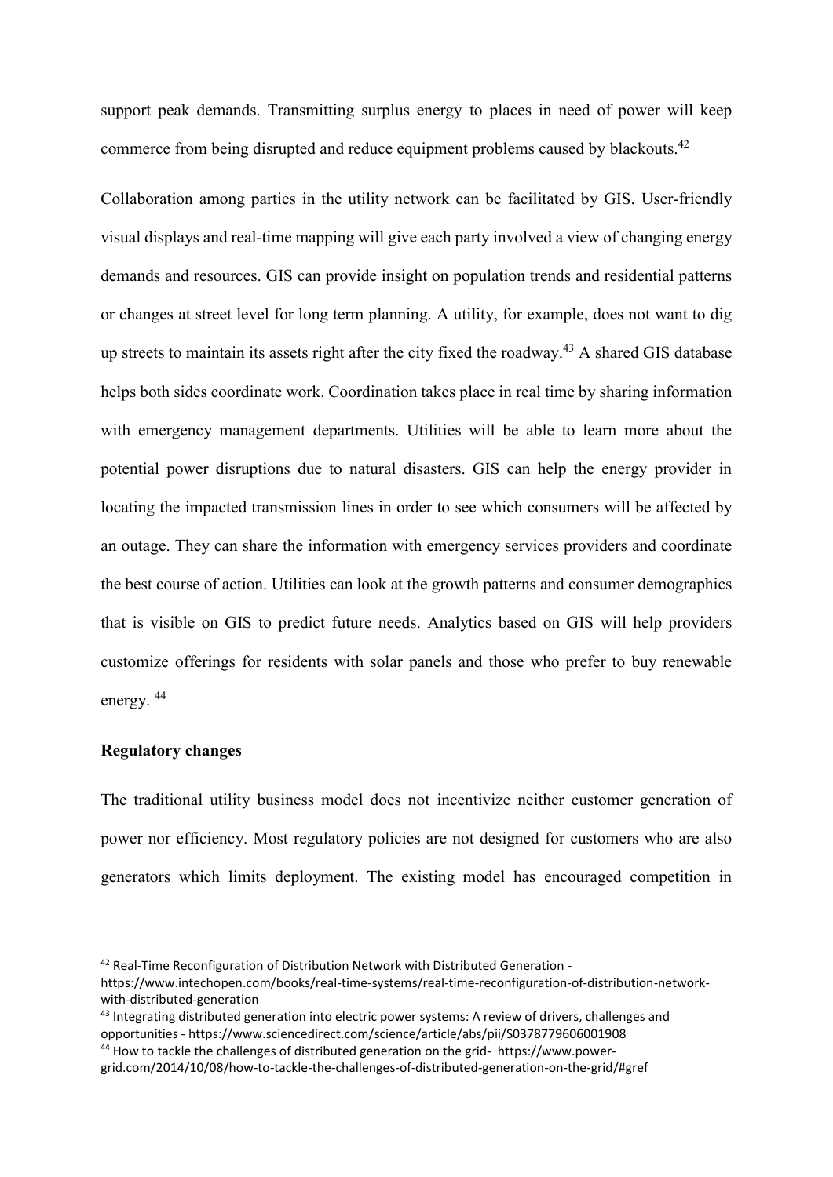support peak demands. Transmitting surplus energy to places in need of power will keep commerce from being disrupted and reduce equipment problems caused by blackouts.[42]

Collaboration among parties in the utility network can be facilitated by GIS. User-friendly visual displays and real-time mapping will give each party involved a view of changing energy demands and resources. GIS can provide insight on population trends and residential patterns or changes at street level for long term planning. A utility, for example, does not want to dig up streets to maintain its assets right after the city fixed the roadway.[43] A shared GIS database helps both sides coordinate work. Coordination takes place in real time by sharing information with emergency management departments. Utilities will be able to learn more about the potential power disruptions due to natural disasters. GIS can help the energy provider in locating the impacted transmission lines in order to see which consumers will be affected by an outage. They can share the information with emergency services providers and coordinate the best course of action. Utilities can look at the growth patterns and consumer demographics that is visible on GIS to predict future needs. Analytics based on GIS will help providers customize offerings for residents with solar panels and those who prefer to buy renewable energy. [44]

**Regulatory changes**

The traditional utility business model does not incentivize neither customer generation of power nor efficiency. Most regulatory policies are not designed for customers who are also generators which limits deployment. The existing model has encouraged competition in

---

[42] Real-Time Reconfiguration of Distribution Network with Distributed Generation - https://www.intechopen.com/books/real-time-systems/real-time-reconfiguration-of-distribution-network-with-distributed-generation

[43] Integrating distributed generation into electric power systems: A review of drivers, challenges and opportunities - https://www.sciencedirect.com/science/article/abs/pii/S0378779606001908

[44] How to tackle the challenges of distributed generation on the grid- https://www.power-grid.com/2014/10/08/how-to-tackle-the-challenges-of-distributed-generation-on-the-grid/#gref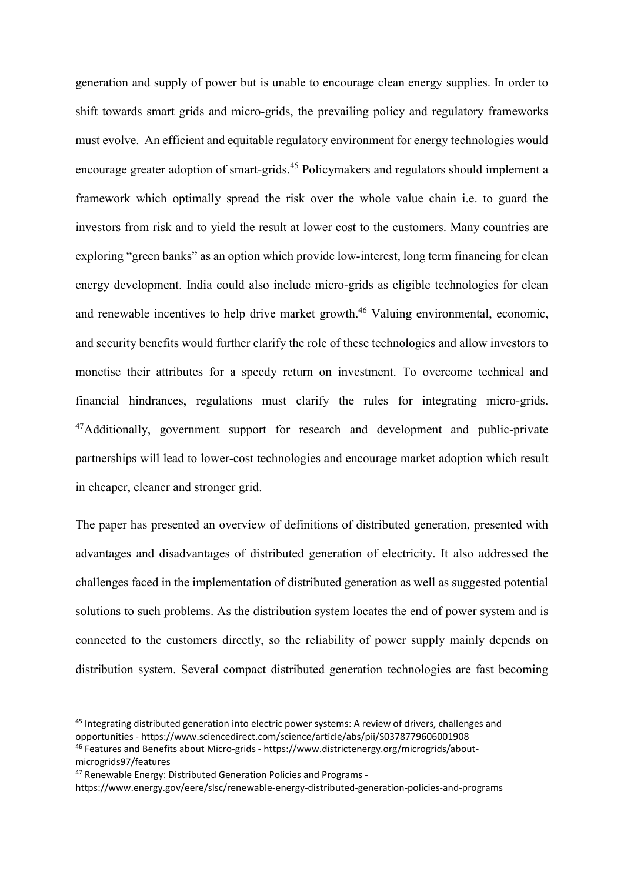generation and supply of power but is unable to encourage clean energy supplies. In order to shift towards smart grids and micro-grids, the prevailing policy and regulatory frameworks must evolve. An efficient and equitable regulatory environment for energy technologies would encourage greater adoption of smart-grids.[45] Policymakers and regulators should implement a framework which optimally spread the risk over the whole value chain i.e. to guard the investors from risk and to yield the result at lower cost to the customers. Many countries are exploring "green banks" as an option which provide low-interest, long term financing for clean energy development. India could also include micro-grids as eligible technologies for clean and renewable incentives to help drive market growth.[46] Valuing environmental, economic, and security benefits would further clarify the role of these technologies and allow investors to monetise their attributes for a speedy return on investment. To overcome technical and financial hindrances, regulations must clarify the rules for integrating micro-grids. [47]Additionally, government support for research and development and public-private partnerships will lead to lower-cost technologies and encourage market adoption which result in cheaper, cleaner and stronger grid.

The paper has presented an overview of definitions of distributed generation, presented with advantages and disadvantages of distributed generation of electricity. It also addressed the challenges faced in the implementation of distributed generation as well as suggested potential solutions to such problems. As the distribution system locates the end of power system and is connected to the customers directly, so the reliability of power supply mainly depends on distribution system. Several compact distributed generation technologies are fast becoming

---

[45] Integrating distributed generation into electric power systems: A review of drivers, challenges and opportunities - https://www.sciencedirect.com/science/article/abs/pii/S0378779606001908

[46] Features and Benefits about Micro-grids - https://www.districtenergy.org/microgrids/about-microgrids97/features

[47] Renewable Energy: Distributed Generation Policies and Programs - https://www.energy.gov/eere/slsc/renewable-energy-distributed-generation-policies-and-programs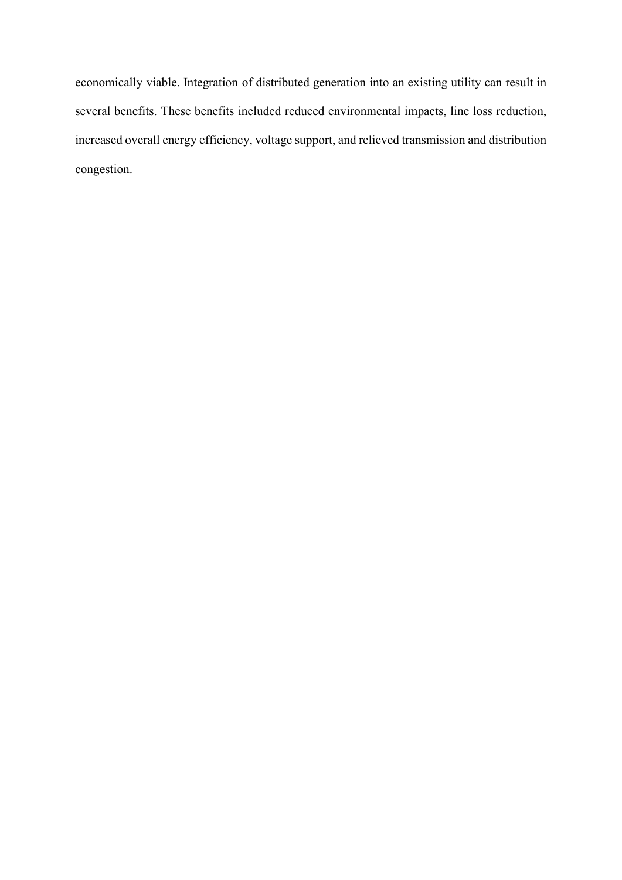economically viable. Integration of distributed generation into an existing utility can result in several benefits. These benefits included reduced environmental impacts, line loss reduction, increased overall energy efficiency, voltage support, and relieved transmission and distribution congestion.